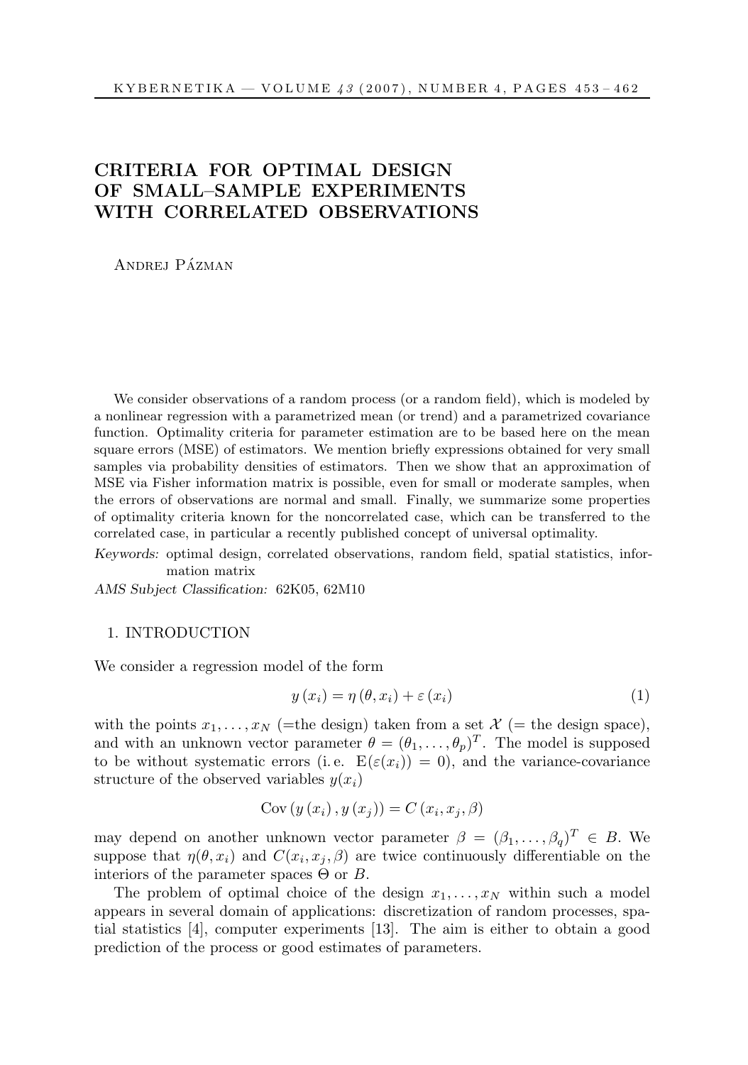# CRITERIA FOR OPTIMAL DESIGN OF SMALL–SAMPLE EXPERIMENTS WITH CORRELATED OBSERVATIONS

Andrej Pázman

We consider observations of a random process (or a random field), which is modeled by a nonlinear regression with a parametrized mean (or trend) and a parametrized covariance function. Optimality criteria for parameter estimation are to be based here on the mean square errors (MSE) of estimators. We mention briefly expressions obtained for very small samples via probability densities of estimators. Then we show that an approximation of MSE via Fisher information matrix is possible, even for small or moderate samples, when the errors of observations are normal and small. Finally, we summarize some properties of optimality criteria known for the noncorrelated case, which can be transferred to the correlated case, in particular a recently published concept of universal optimality.

*Keywords:* optimal design, correlated observations, random field, spatial statistics, information matrix

*AMS Subject Classification:* 62K05, 62M10

## 1. INTRODUCTION

We consider a regression model of the form

$$y(x_i) = \eta(\theta, x_i) + \varepsilon(x_i) \tag{1}$$

with the points $x_1, \dots, x_N$ (=the design) taken from a set $\mathcal{X}$ (= the design space), and with an unknown vector parameter $\theta = (\theta_1, \dots, \theta_p)^T$. The model is supposed to be without systematic errors (i. e. $\mathrm{E}(\varepsilon(x_i)) = 0$), and the variance-covariance structure of the observed variables $y(x_i)$

$$\mathrm{Cov}(y(x_i), y(x_j)) = C(x_i, x_j, \beta)$$

may depend on another unknown vector parameter $\beta = (\beta_1, \dots, \beta_q)^T \in B$. We suppose that $\eta(\theta, x_i)$ and $C(x_i, x_j, \beta)$ are twice continuously differentiable on the interiors of the parameter spaces $\Theta$ or $B$.

The problem of optimal choice of the design $x_1, \dots, x_N$ within such a model appears in several domain of applications: discretization of random processes, spatial statistics [4], computer experiments [13]. The aim is either to obtain a good prediction of the process or good estimates of parameters.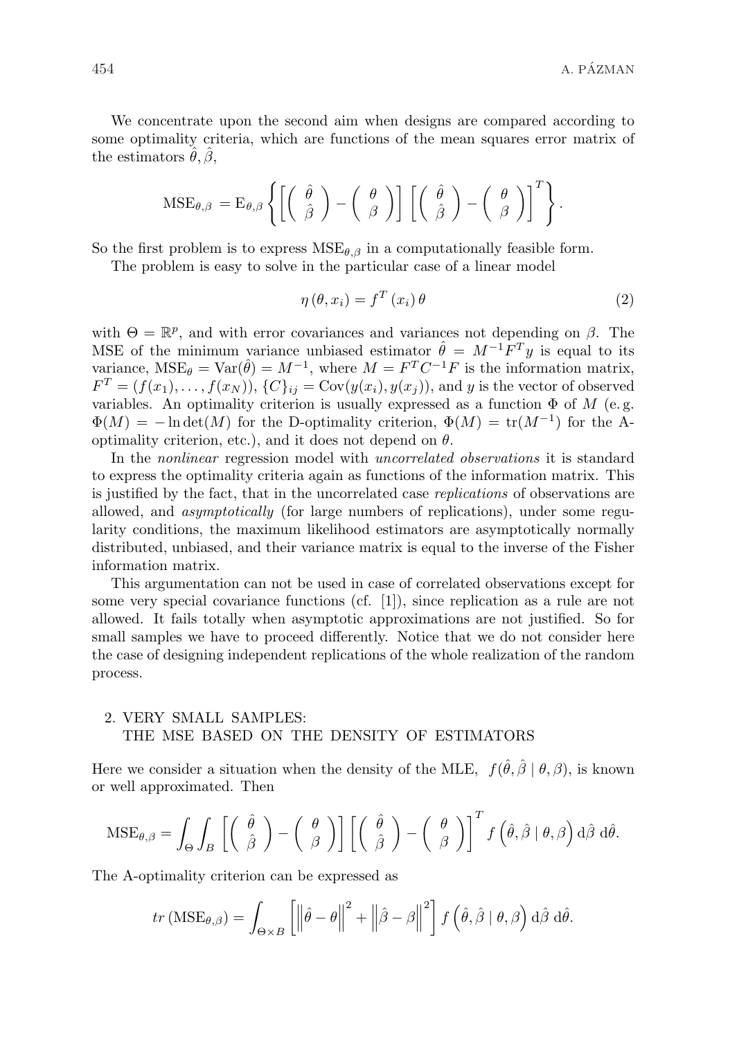We concentrate upon the second aim when designs are compared according to some optimality criteria, which are functions of the mean squares error matrix of the estimators $\hat{\theta}, \hat{\beta}$,

$$\mathrm{MSE}_{\theta,\beta} = \mathrm{E}_{\theta,\beta}\left\{\left[\begin{pmatrix} \hat{\theta} \\ \hat{\beta} \end{pmatrix} - \begin{pmatrix} \theta \\ \beta \end{pmatrix}\right]\left[\begin{pmatrix} \hat{\theta} \\ \hat{\beta} \end{pmatrix} - \begin{pmatrix} \theta \\ \beta \end{pmatrix}\right]^T\right\}.$$

So the first problem is to express $\mathrm{MSE}_{\theta,\beta}$ in a computationally feasible form.

The problem is easy to solve in the particular case of a linear model

$$\eta(\theta, x_i) = f^T(x_i)\,\theta \tag{2}$$

with $\Theta = \mathbb{R}^p$, and with error covariances and variances not depending on $\beta$. The MSE of the minimum variance unbiased estimator $\hat{\theta} = M^{-1}F^T y$ is equal to its variance, $\mathrm{MSE}_\theta = \mathrm{Var}(\hat{\theta}) = M^{-1}$, where $M = F^T C^{-1} F$ is the information matrix, $F^T = (f(x_1), \ldots, f(x_N))$, $\{C\}_{ij} = \mathrm{Cov}(y(x_i), y(x_j))$, and $y$ is the vector of observed variables. An optimality criterion is usually expressed as a function $\Phi$ of $M$ (e. g. $\Phi(M) = -\ln\det(M)$ for the D-optimality criterion, $\Phi(M) = \mathrm{tr}(M^{-1})$ for the A-optimality criterion, etc.), and it does not depend on $\theta$.

In the *nonlinear* regression model with *uncorrelated observations* it is standard to express the optimality criteria again as functions of the information matrix. This is justified by the fact, that in the uncorrelated case *replications* of observations are allowed, and *asymptotically* (for large numbers of replications), under some regularity conditions, the maximum likelihood estimators are asymptotically normally distributed, unbiased, and their variance matrix is equal to the inverse of the Fisher information matrix.

This argumentation can not be used in case of correlated observations except for some very special covariance functions (cf. [1]), since replication as a rule are not allowed. It fails totally when asymptotic approximations are not justified. So for small samples we have to proceed differently. Notice that we do not consider here the case of designing independent replications of the whole realization of the random process.

## 2. VERY SMALL SAMPLES: THE MSE BASED ON THE DENSITY OF ESTIMATORS

Here we consider a situation when the density of the MLE, $f(\hat{\theta}, \hat{\beta} \mid \theta, \beta)$, is known or well approximated. Then

$$\mathrm{MSE}_{\theta,\beta} = \int_\Theta \int_B \left[\begin{pmatrix} \hat{\theta} \\ \hat{\beta} \end{pmatrix} - \begin{pmatrix} \theta \\ \beta \end{pmatrix}\right]\left[\begin{pmatrix} \hat{\theta} \\ \hat{\beta} \end{pmatrix} - \begin{pmatrix} \theta \\ \beta \end{pmatrix}\right]^T f\left(\hat{\theta}, \hat{\beta} \mid \theta, \beta\right) \mathrm{d}\hat{\beta}\; \mathrm{d}\hat{\theta}.$$

The A-optimality criterion can be expressed as

$$tr\left(\mathrm{MSE}_{\theta,\beta}\right) = \int_{\Theta \times B} \left[\left\|\hat{\theta} - \theta\right\|^2 + \left\|\hat{\beta} - \beta\right\|^2\right] f\left(\hat{\theta}, \hat{\beta} \mid \theta, \beta\right) \mathrm{d}\hat{\beta}\; \mathrm{d}\hat{\theta}.$$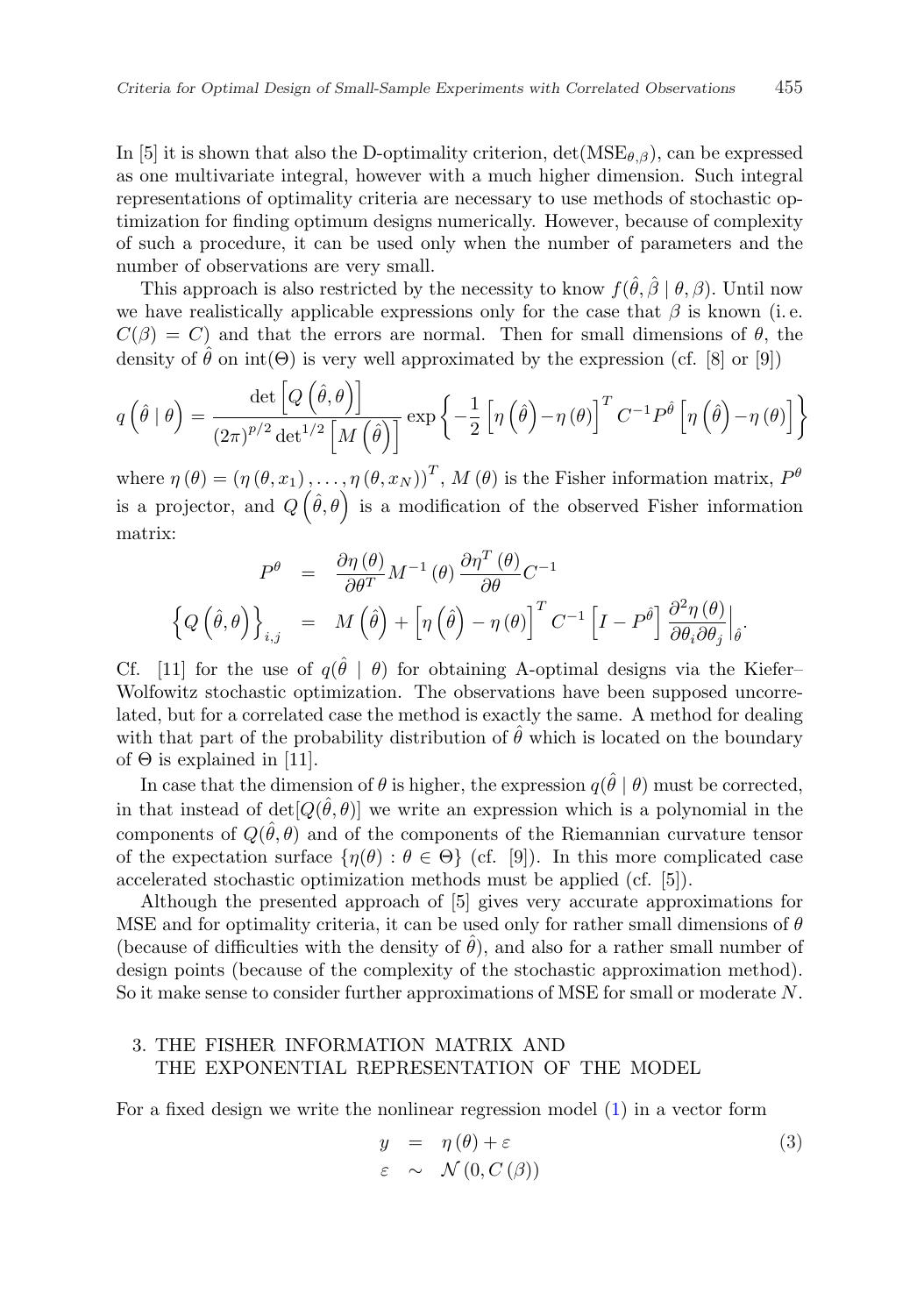In [5] it is shown that also the D-optimality criterion, $\det(\mathrm{MSE}_{\theta,\beta})$, can be expressed as one multivariate integral, however with a much higher dimension. Such integral representations of optimality criteria are necessary to use methods of stochastic optimization for finding optimum designs numerically. However, because of complexity of such a procedure, it can be used only when the number of parameters and the number of observations are very small.

This approach is also restricted by the necessity to know $f(\hat{\theta}, \hat{\beta} \mid \theta, \beta)$. Until now we have realistically applicable expressions only for the case that $\beta$ is known (i. e. $C(\beta) = C$) and that the errors are normal. Then for small dimensions of $\theta$, the density of $\hat{\theta}$ on $\mathrm{int}(\Theta)$ is very well approximated by the expression (cf. [8] or [9])

$$q\left(\hat{\theta} \mid \theta\right) = \frac{\det\left[Q\left(\hat{\theta}, \theta\right)\right]}{(2\pi)^{p/2} \det^{1/2}\left[M\left(\hat{\theta}\right)\right]} \exp\left\{-\frac{1}{2}\left[\eta\left(\hat{\theta}\right) - \eta\left(\theta\right)\right]^T C^{-1} P^{\hat{\theta}} \left[\eta\left(\hat{\theta}\right) - \eta\left(\theta\right)\right]\right\}$$

where $\eta(\theta) = (\eta(\theta, x_1), \ldots, \eta(\theta, x_N))^T$, $M(\theta)$ is the Fisher information matrix, $P^{\theta}$ is a projector, and $Q\left(\hat{\theta}, \theta\right)$ is a modification of the observed Fisher information matrix:

$$\begin{aligned}
P^{\theta} &= \frac{\partial \eta(\theta)}{\partial \theta^T} M^{-1}(\theta) \frac{\partial \eta^T(\theta)}{\partial \theta} C^{-1} \\
\left\{Q\left(\hat{\theta}, \theta\right)\right\}_{i,j} &= M\left(\hat{\theta}\right) + \left[\eta\left(\hat{\theta}\right) - \eta(\theta)\right]^T C^{-1} \left[I - P^{\hat{\theta}}\right] \frac{\partial^2 \eta(\theta)}{\partial \theta_i \partial \theta_j}\Big|_{\hat{\theta}}.
\end{aligned}$$

Cf. [11] for the use of $q(\hat{\theta} \mid \theta)$ for obtaining A-optimal designs via the Kiefer–Wolfowitz stochastic optimization. The observations have been supposed uncorrelated, but for a correlated case the method is exactly the same. A method for dealing with that part of the probability distribution of $\hat{\theta}$ which is located on the boundary of $\Theta$ is explained in [11].

In case that the dimension of $\theta$ is higher, the expression $q(\hat{\theta} \mid \theta)$ must be corrected, in that instead of $\det[Q(\hat{\theta}, \theta)]$ we write an expression which is a polynomial in the components of $Q(\hat{\theta}, \theta)$ and of the components of the Riemannian curvature tensor of the expectation surface $\{\eta(\theta) : \theta \in \Theta\}$ (cf. [9]). In this more complicated case accelerated stochastic optimization methods must be applied (cf. [5]).

Although the presented approach of [5] gives very accurate approximations for MSE and for optimality criteria, it can be used only for rather small dimensions of $\theta$ (because of difficulties with the density of $\hat{\theta}$), and also for a rather small number of design points (because of the complexity of the stochastic approximation method). So it make sense to consider further approximations of MSE for small or moderate $N$.

## 3. THE FISHER INFORMATION MATRIX AND THE EXPONENTIAL REPRESENTATION OF THE MODEL

For a fixed design we write the nonlinear regression model (1) in a vector form

$$\begin{aligned}
y &= \eta(\theta) + \varepsilon \\
\varepsilon &\sim \mathcal{N}(0, C(\beta))
\end{aligned} \tag{3}$$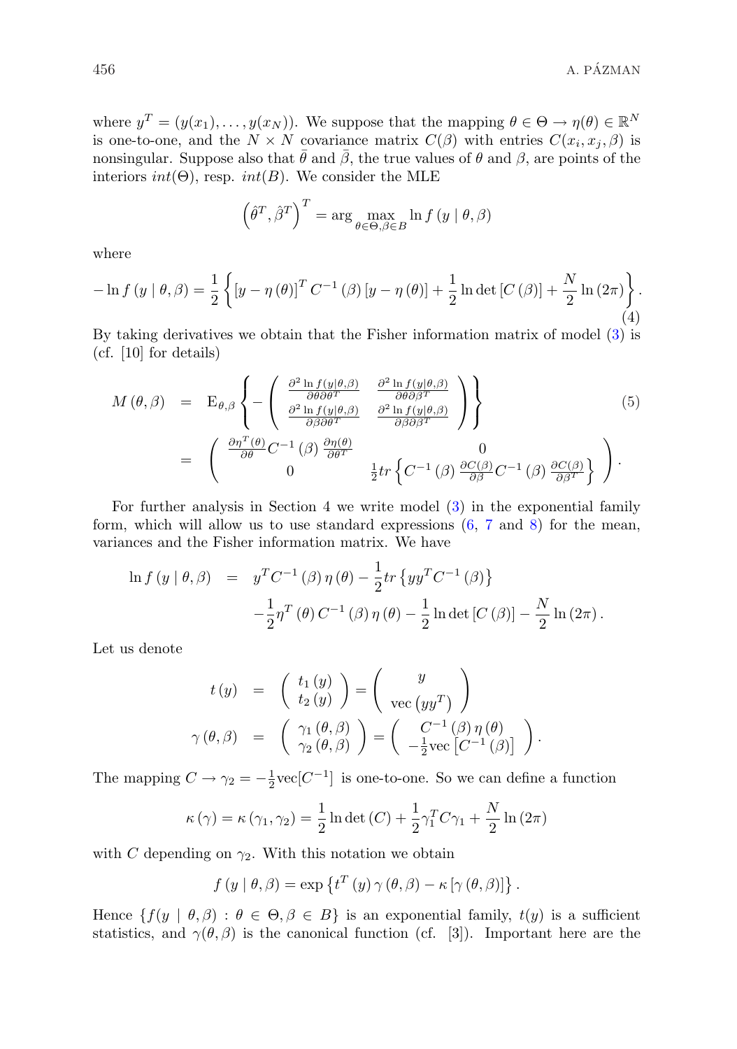where $y^T = (y(x_1), \ldots, y(x_N))$. We suppose that the mapping $\theta \in \Theta \to \eta(\theta) \in \mathbb{R}^N$ is one-to-one, and the $N \times N$ covariance matrix $C(\beta)$ with entries $C(x_i, x_j, \beta)$ is nonsingular. Suppose also that $\bar{\theta}$ and $\bar{\beta}$, the true values of $\theta$ and $\beta$, are points of the interiors $int(\Theta)$, resp. $int(B)$. We consider the MLE

$$\left(\hat{\theta}^T, \hat{\beta}^T\right)^T = \arg \max_{\theta \in \Theta, \beta \in B} \ln f\left(y \mid \theta, \beta\right)$$

where

$$-\ln f\left(y \mid \theta, \beta\right) = \frac{1}{2}\left\{\left[y - \eta\left(\theta\right)\right]^T C^{-1}\left(\beta\right)\left[y - \eta\left(\theta\right)\right] + \frac{1}{2}\ln \det\left[C\left(\beta\right)\right] + \frac{N}{2}\ln\left(2\pi\right)\right\}. \tag{4}$$

By taking derivatives we obtain that the Fisher information matrix of model (3) is (cf. [10] for details)

$$\begin{aligned}
M\left(\theta, \beta\right) &= \mathrm{E}_{\theta,\beta}\left\{-\begin{pmatrix} \frac{\partial^2 \ln f(y|\theta,\beta)}{\partial\theta\partial\theta^T} & \frac{\partial^2 \ln f(y|\theta,\beta)}{\partial\theta\partial\beta^T} \\ \frac{\partial^2 \ln f(y|\theta,\beta)}{\partial\beta\partial\theta^T} & \frac{\partial^2 \ln f(y|\theta,\beta)}{\partial\beta\partial\beta^T} \end{pmatrix}\right\} \qquad (5) \\
&= \begin{pmatrix} \frac{\partial\eta^T(\theta)}{\partial\theta} C^{-1}\left(\beta\right)\frac{\partial\eta(\theta)}{\partial\theta^T} & 0 \\ 0 & \frac{1}{2} tr\left\{C^{-1}\left(\beta\right)\frac{\partial C(\beta)}{\partial\beta} C^{-1}\left(\beta\right)\frac{\partial C(\beta)}{\partial\beta^T}\right\} \end{pmatrix}.
\end{aligned}$$

For further analysis in Section 4 we write model (3) in the exponential family form, which will allow us to use standard expressions (6, 7 and 8) for the mean, variances and the Fisher information matrix. We have

$$\begin{aligned}
\ln f\left(y \mid \theta, \beta\right) &= y^T C^{-1}\left(\beta\right)\eta\left(\theta\right) - \frac{1}{2} tr\left\{yy^T C^{-1}\left(\beta\right)\right\} \\
&\quad - \frac{1}{2}\eta^T\left(\theta\right) C^{-1}\left(\beta\right)\eta\left(\theta\right) - \frac{1}{2}\ln\det\left[C\left(\beta\right)\right] - \frac{N}{2}\ln\left(2\pi\right).
\end{aligned}$$

Let us denote

$$\begin{aligned}
t\left(y\right) &= \begin{pmatrix} t_1\left(y\right) \\ t_2\left(y\right) \end{pmatrix} = \begin{pmatrix} y \\ \mathrm{vec}\left(yy^T\right) \end{pmatrix} \\
\gamma\left(\theta, \beta\right) &= \begin{pmatrix} \gamma_1\left(\theta, \beta\right) \\ \gamma_2\left(\theta, \beta\right) \end{pmatrix} = \begin{pmatrix} C^{-1}\left(\beta\right)\eta\left(\theta\right) \\ -\frac{1}{2}\mathrm{vec}\left[C^{-1}\left(\beta\right)\right] \end{pmatrix}.
\end{aligned}$$

The mapping $C \to \gamma_2 = -\frac{1}{2}\mathrm{vec}[C^{-1}]$ is one-to-one. So we can define a function

$$\kappa\left(\gamma\right) = \kappa\left(\gamma_1, \gamma_2\right) = \frac{1}{2}\ln\det\left(C\right) + \frac{1}{2}\gamma_1^T C\gamma_1 + \frac{N}{2}\ln\left(2\pi\right)$$

with $C$ depending on $\gamma_2$. With this notation we obtain

$$f\left(y \mid \theta, \beta\right) = \exp\left\{t^T\left(y\right)\gamma\left(\theta, \beta\right) - \kappa\left[\gamma\left(\theta, \beta\right)\right]\right\}.$$

Hence $\{f(y \mid \theta, \beta) : \theta \in \Theta, \beta \in B\}$ is an exponential family, $t(y)$ is a sufficient statistics, and $\gamma(\theta, \beta)$ is the canonical function (cf. [3]). Important here are the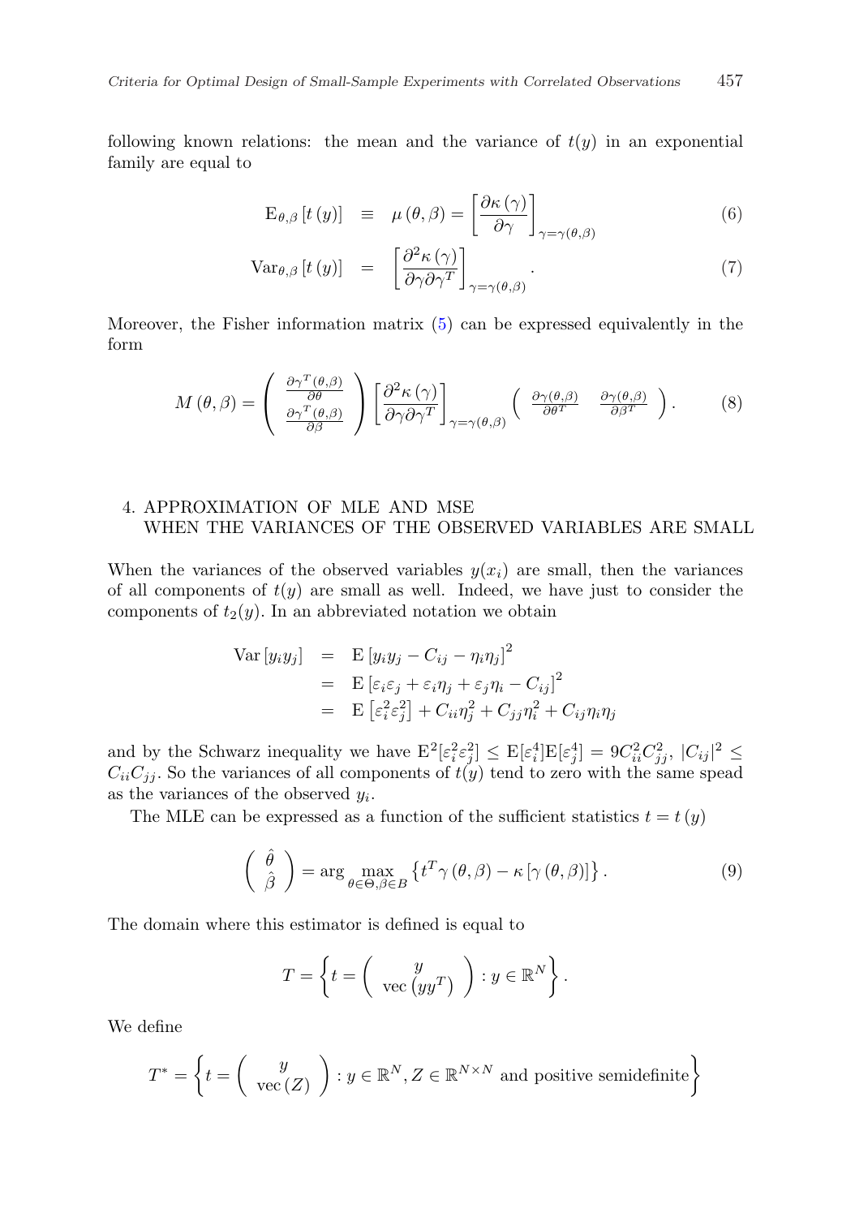following known relations: the mean and the variance of $t(y)$ in an exponential family are equal to

$$
\begin{aligned}
\mathrm{E}_{\theta,\beta}\left[t\left(y\right)\right] &\equiv \mu\left(\theta,\beta\right) = \left[\frac{\partial\kappa\left(\gamma\right)}{\partial\gamma}\right]_{\gamma=\gamma(\theta,\beta)} &(6)\\
\mathrm{Var}_{\theta,\beta}\left[t\left(y\right)\right] &= \left[\frac{\partial^2\kappa\left(\gamma\right)}{\partial\gamma\partial\gamma^T}\right]_{\gamma=\gamma(\theta,\beta)}. &(7)
\end{aligned}
$$

Moreover, the Fisher information matrix (5) can be expressed equivalently in the form

$$
M\left(\theta,\beta\right) = \begin{pmatrix} \frac{\partial\gamma^T(\theta,\beta)}{\partial\theta} \\ \frac{\partial\gamma^T(\theta,\beta)}{\partial\beta} \end{pmatrix} \left[\frac{\partial^2\kappa\left(\gamma\right)}{\partial\gamma\partial\gamma^T}\right]_{\gamma=\gamma(\theta,\beta)} \begin{pmatrix} \frac{\partial\gamma(\theta,\beta)}{\partial\theta^T} & \frac{\partial\gamma(\theta,\beta)}{\partial\beta^T} \end{pmatrix}. \tag{8}
$$

## 4. APPROXIMATION OF MLE AND MSE WHEN THE VARIANCES OF THE OBSERVED VARIABLES ARE SMALL

When the variances of the observed variables $y(x_i)$ are small, then the variances of all components of $t(y)$ are small as well. Indeed, we have just to consider the components of $t_2(y)$. In an abbreviated notation we obtain

$$
\begin{aligned}
\mathrm{Var}\left[y_i y_j\right] &= \mathrm{E}\left[y_i y_j - C_{ij} - \eta_i\eta_j\right]^2 \\
&= \mathrm{E}\left[\varepsilon_i\varepsilon_j + \varepsilon_i\eta_j + \varepsilon_j\eta_i - C_{ij}\right]^2 \\
&= \mathrm{E}\left[\varepsilon_i^2\varepsilon_j^2\right] + C_{ii}\eta_j^2 + C_{jj}\eta_i^2 + C_{ij}\eta_i\eta_j
\end{aligned}
$$

and by the Schwarz inequality we have $\mathrm{E}^2[\varepsilon_i^2\varepsilon_j^2] \leq \mathrm{E}[\varepsilon_i^4]\mathrm{E}[\varepsilon_j^4] = 9C_{ii}^2C_{jj}^2$, $|C_{ij}|^2 \leq C_{ii}C_{jj}$. So the variances of all components of $t(y)$ tend to zero with the same spead as the variances of the observed $y_i$.

The MLE can be expressed as a function of the sufficient statistics $t = t\left(y\right)$

$$
\begin{pmatrix} \hat{\theta} \\ \hat{\beta} \end{pmatrix} = \arg\max_{\theta\in\Theta,\beta\in B}\left\{t^T\gamma\left(\theta,\beta\right) - \kappa\left[\gamma\left(\theta,\beta\right)\right]\right\}. \tag{9}
$$

The domain where this estimator is defined is equal to

$$
T = \left\{t = \begin{pmatrix} y \\ \mathrm{vec}\left(yy^T\right) \end{pmatrix} : y \in \mathbb{R}^N\right\}.
$$

We define

$$
T^* = \left\{t = \begin{pmatrix} y \\ \mathrm{vec}\left(Z\right) \end{pmatrix} : y \in \mathbb{R}^N, Z \in \mathbb{R}^{N\times N} \text{ and positive semidefinite}\right\}
$$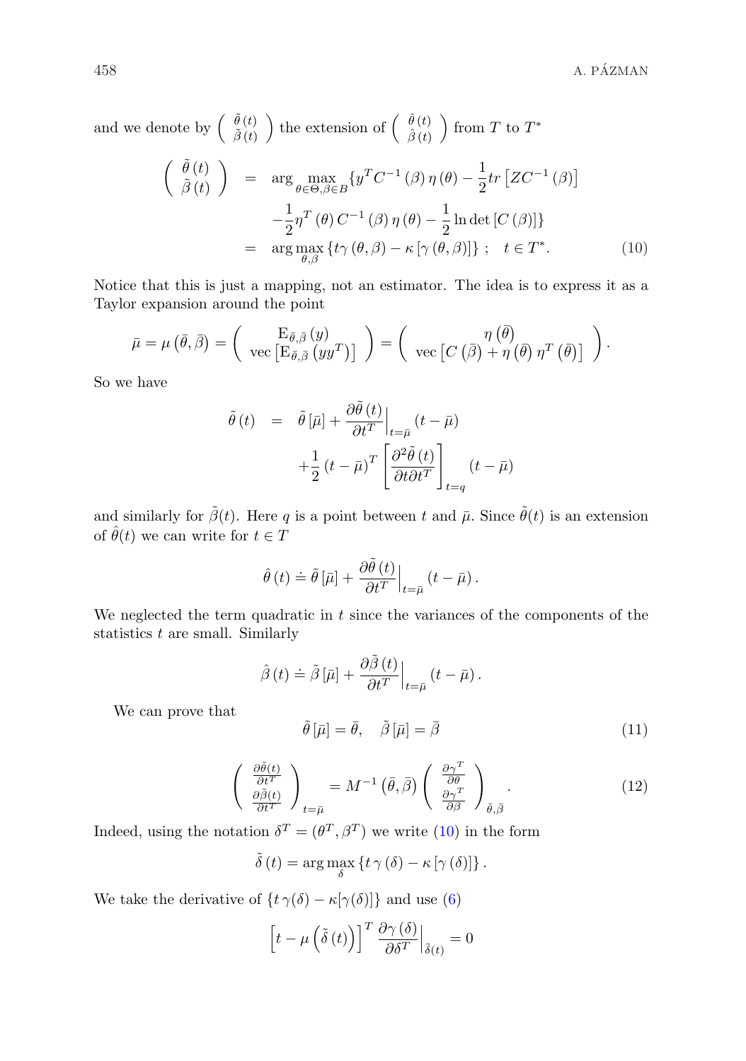and we denote by $\begin{pmatrix} \tilde{\theta}(t) \\ \tilde{\beta}(t) \end{pmatrix}$ the extension of $\begin{pmatrix} \hat{\theta}(t) \\ \hat{\beta}(t) \end{pmatrix}$ from $T$ to $T^*$

$$
\begin{aligned}
\begin{pmatrix} \tilde{\theta}(t) \\ \tilde{\beta}(t) \end{pmatrix} &= \arg \max_{\theta \in \Theta, \beta \in B} \{ y^T C^{-1}(\beta) \eta(\theta) - \frac{1}{2} tr\left[ Z C^{-1}(\beta) \right] \\
&\quad - \frac{1}{2} \eta^T(\theta) C^{-1}(\beta) \eta(\theta) - \frac{1}{2} \ln \det [C(\beta)] \} \\
&= \arg \max_{\theta, \beta} \{ t \gamma(\theta, \beta) - \kappa[\gamma(\theta, \beta)] \} ; \quad t \in T^*. \qquad (10)
\end{aligned}
$$

Notice that this is just a mapping, not an estimator. The idea is to express it as a Taylor expansion around the point

$$
\bar{\mu} = \mu(\bar{\theta}, \bar{\beta}) = \begin{pmatrix} \mathrm{E}_{\bar{\theta}, \bar{\beta}}(y) \\ \mathrm{vec}\left[ \mathrm{E}_{\bar{\theta}, \bar{\beta}}(yy^T) \right] \end{pmatrix} = \begin{pmatrix} \eta(\bar{\theta}) \\ \mathrm{vec}\left[ C(\bar{\beta}) + \eta(\bar{\theta}) \eta^T(\bar{\theta}) \right] \end{pmatrix}.
$$

So we have

$$
\begin{aligned}
\tilde{\theta}(t) &= \tilde{\theta}[\bar{\mu}] + \frac{\partial \tilde{\theta}(t)}{\partial t^T} \Big|_{t=\bar{\mu}} (t - \bar{\mu}) \\
&\quad + \frac{1}{2} (t - \bar{\mu})^T \left[ \frac{\partial^2 \tilde{\theta}(t)}{\partial t \partial t^T} \right]_{t=q} (t - \bar{\mu})
\end{aligned}
$$

and similarly for $\tilde{\beta}(t)$. Here $q$ is a point between $t$ and $\bar{\mu}$. Since $\tilde{\theta}(t)$ is an extension of $\hat{\theta}(t)$ we can write for $t \in T$

$$
\hat{\theta}(t) \doteq \tilde{\theta}[\bar{\mu}] + \frac{\partial \tilde{\theta}(t)}{\partial t^T} \Big|_{t=\bar{\mu}} (t - \bar{\mu}).
$$

We neglected the term quadratic in $t$ since the variances of the components of the statistics $t$ are small. Similarly

$$
\hat{\beta}(t) \doteq \tilde{\beta}[\bar{\mu}] + \frac{\partial \tilde{\beta}(t)}{\partial t^T} \Big|_{t=\bar{\mu}} (t - \bar{\mu}).
$$

We can prove that

$$
\tilde{\theta}[\bar{\mu}] = \bar{\theta}, \quad \tilde{\beta}[\bar{\mu}] = \bar{\beta} \qquad (11)
$$

$$
\begin{pmatrix} \frac{\partial \tilde{\theta}(t)}{\partial t^T} \\ \frac{\partial \tilde{\beta}(t)}{\partial t^T} \end{pmatrix}_{t=\bar{\mu}} = M^{-1}(\bar{\theta}, \bar{\beta}) \begin{pmatrix} \frac{\partial \gamma^T}{\partial \theta} \\ \frac{\partial \gamma^T}{\partial \beta} \end{pmatrix}_{\bar{\theta}, \bar{\beta}}. \qquad (12)
$$

Indeed, using the notation $\delta^T = (\theta^T, \beta^T)$ we write (10) in the form

$$
\tilde{\delta}(t) = \arg \max_{\delta} \{ t \gamma(\delta) - \kappa[\gamma(\delta)] \}.
$$

We take the derivative of $\{t \gamma(\delta) - \kappa[\gamma(\delta)]\}$ and use (6)

$$
\left[ t - \mu\left( \tilde{\delta}(t) \right) \right]^T \frac{\partial \gamma(\delta)}{\partial \delta^T} \Big|_{\tilde{\delta}(t)} = 0
$$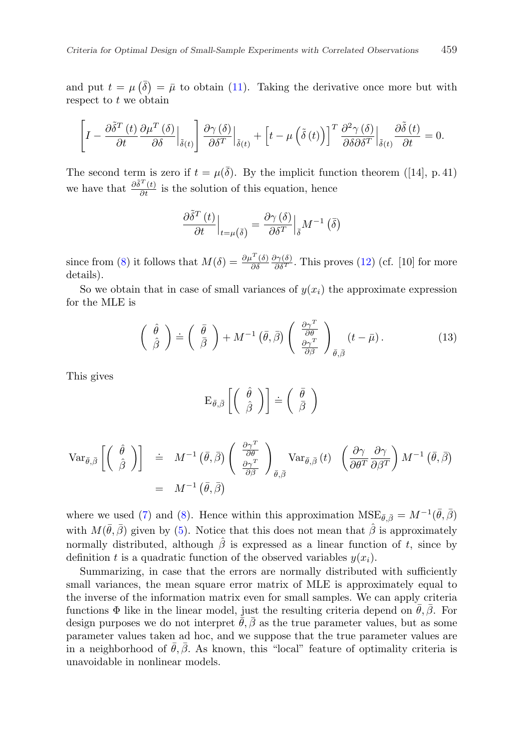and put $t = \mu\left(\bar{\delta}\right) = \bar{\mu}$ to obtain (11). Taking the derivative once more but with respect to $t$ we obtain

$$\left[ I - \frac{\partial \tilde{\delta}^T(t)}{\partial t} \frac{\partial \mu^T(\delta)}{\partial \delta}\Big|_{\tilde{\delta}(t)} \right] \frac{\partial \gamma(\delta)}{\partial \delta^T}\Big|_{\tilde{\delta}(t)} + \left[ t - \mu\left(\tilde{\delta}(t)\right)\right]^T \frac{\partial^2 \gamma(\delta)}{\partial \delta \partial \delta^T}\Big|_{\tilde{\delta}(t)} \frac{\partial \tilde{\delta}(t)}{\partial t} = 0.$$

The second term is zero if $t = \mu(\bar{\delta})$. By the implicit function theorem ([14], p. 41) we have that $\frac{\partial \tilde{\delta}^T(t)}{\partial t}$ is the solution of this equation, hence

$$\frac{\partial \tilde{\delta}^T(t)}{\partial t}\Big|_{t=\mu(\bar{\delta})} = \frac{\partial \gamma(\delta)}{\partial \delta^T}\Big|_{\bar{\delta}} M^{-1}\left(\bar{\delta}\right)$$

since from (8) it follows that $M(\delta) = \frac{\partial \mu^T(\delta)}{\partial \delta} \frac{\partial \gamma(\delta)}{\partial \delta^T}$. This proves (12) (cf. [10] for more details).

So we obtain that in case of small variances of $y(x_i)$ the approximate expression for the MLE is

$$\begin{pmatrix} \hat{\theta} \\ \hat{\beta} \end{pmatrix} \doteq \begin{pmatrix} \bar{\theta} \\ \bar{\beta} \end{pmatrix} + M^{-1}\left(\bar{\theta}, \bar{\beta}\right) \begin{pmatrix} \frac{\partial \gamma^T}{\partial \theta} \\ \frac{\partial \gamma^T}{\partial \beta} \end{pmatrix}_{\bar{\theta}, \bar{\beta}} (t - \bar{\mu}). \tag{13}$$

This gives

$$\mathrm{E}_{\bar{\theta}, \bar{\beta}}\left[ \begin{pmatrix} \hat{\theta} \\ \hat{\beta} \end{pmatrix} \right] \doteq \begin{pmatrix} \bar{\theta} \\ \bar{\beta} \end{pmatrix}$$

$$\begin{aligned} \mathrm{Var}_{\bar{\theta}, \bar{\beta}}\left[ \begin{pmatrix} \hat{\theta} \\ \hat{\beta} \end{pmatrix} \right] &\doteq M^{-1}\left(\bar{\theta}, \bar{\beta}\right) \begin{pmatrix} \frac{\partial \gamma^T}{\partial \theta} \\ \frac{\partial \gamma^T}{\partial \beta} \end{pmatrix}_{\bar{\theta}, \bar{\beta}} \mathrm{Var}_{\bar{\theta}, \bar{\beta}}(t) \left( \frac{\partial \gamma}{\partial \theta^T} \frac{\partial \gamma}{\partial \beta^T} \right) M^{-1}\left(\bar{\theta}, \bar{\beta}\right) \\ &= M^{-1}\left(\bar{\theta}, \bar{\beta}\right) \end{aligned}$$

where we used (7) and (8). Hence within this approximation $\mathrm{MSE}_{\bar{\theta}, \bar{\beta}} = M^{-1}(\bar{\theta}, \bar{\beta})$ with $M(\bar{\theta}, \bar{\beta})$ given by (5). Notice that this does not mean that $\hat{\beta}$ is approximately normally distributed, although $\hat{\beta}$ is expressed as a linear function of $t$, since by definition $t$ is a quadratic function of the observed variables $y(x_i)$.

Summarizing, in case that the errors are normally distributed with sufficiently small variances, the mean square error matrix of MLE is approximately equal to the inverse of the information matrix even for small samples. We can apply criteria functions $\Phi$ like in the linear model, just the resulting criteria depend on $\bar{\theta}, \bar{\beta}$. For design purposes we do not interpret $\bar{\theta}, \bar{\beta}$ as the true parameter values, but as some parameter values taken ad hoc, and we suppose that the true parameter values are in a neighborhood of $\bar{\theta}, \bar{\beta}$. As known, this "local" feature of optimality criteria is unavoidable in nonlinear models.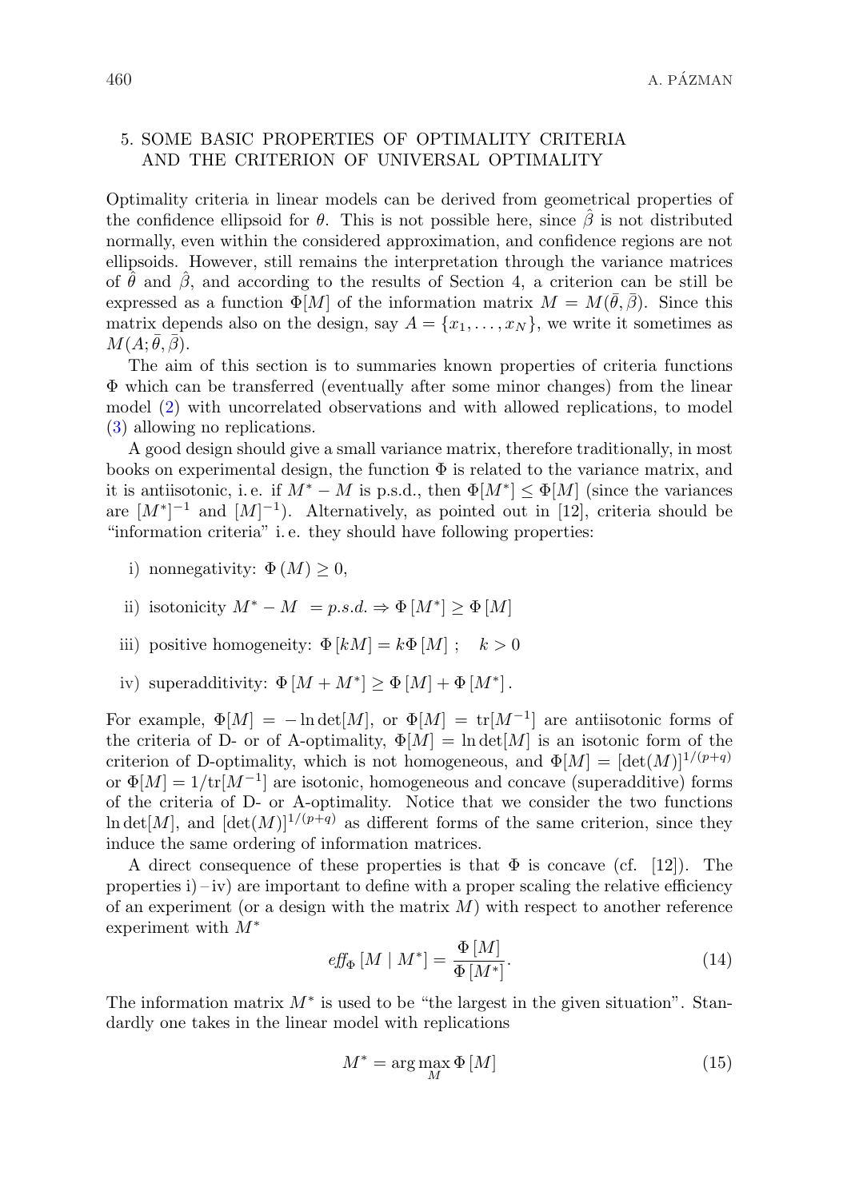## 5. SOME BASIC PROPERTIES OF OPTIMALITY CRITERIA AND THE CRITERION OF UNIVERSAL OPTIMALITY

Optimality criteria in linear models can be derived from geometrical properties of the confidence ellipsoid for $\theta$. This is not possible here, since $\hat{\beta}$ is not distributed normally, even within the considered approximation, and confidence regions are not ellipsoids. However, still remains the interpretation through the variance matrices of $\hat{\theta}$ and $\hat{\beta}$, and according to the results of Section 4, a criterion can be still be expressed as a function $\Phi[M]$ of the information matrix $M = M(\bar{\theta}, \bar{\beta})$. Since this matrix depends also on the design, say $A = \{x_1, \ldots, x_N\}$, we write it sometimes as $M(A; \bar{\theta}, \bar{\beta})$.

The aim of this section is to summaries known properties of criteria functions $\Phi$ which can be transferred (eventually after some minor changes) from the linear model (2) with uncorrelated observations and with allowed replications, to model (3) allowing no replications.

A good design should give a small variance matrix, therefore traditionally, in most books on experimental design, the function $\Phi$ is related to the variance matrix, and it is antiisotonic, i. e. if $M^* - M$ is p.s.d., then $\Phi[M^*] \leq \Phi[M]$ (since the variances are $[M^*]^{-1}$ and $[M]^{-1}$). Alternatively, as pointed out in [12], criteria should be "information criteria" i. e. they should have following properties:

i) nonnegativity: $\Phi(M) \geq 0$,

ii) isotonicity $M^* - M = p.s.d. \Rightarrow \Phi[M^*] \geq \Phi[M]$

iii) positive homogeneity: $\Phi[kM] = k\Phi[M]$ ; $\quad k > 0$

iv) superadditivity: $\Phi[M + M^*] \geq \Phi[M] + \Phi[M^*]$.

For example, $\Phi[M] = -\ln\det[M]$, or $\Phi[M] = \mathrm{tr}[M^{-1}]$ are antiisotonic forms of the criteria of D- or of A-optimality, $\Phi[M] = \ln\det[M]$ is an isotonic form of the criterion of D-optimality, which is not homogeneous, and $\Phi[M] = [\det(M)]^{1/(p+q)}$ or $\Phi[M] = 1/\mathrm{tr}[M^{-1}]$ are isotonic, homogeneous and concave (superadditive) forms of the criteria of D- or A-optimality. Notice that we consider the two functions $\ln\det[M]$, and $[\det(M)]^{1/(p+q)}$ as different forms of the same criterion, since they induce the same ordering of information matrices.

A direct consequence of these properties is that $\Phi$ is concave (cf. [12]). The properties i) – iv) are important to define with a proper scaling the relative efficiency of an experiment (or a design with the matrix $M$) with respect to another reference experiment with $M^*$

$$\mathit{eff}_{\Phi}[M \mid M^*] = \frac{\Phi[M]}{\Phi[M^*]}. \tag{14}$$

The information matrix $M^*$ is used to be "the largest in the given situation". Standardly one takes in the linear model with replications

$$M^* = \arg\max_{M} \Phi[M] \tag{15}$$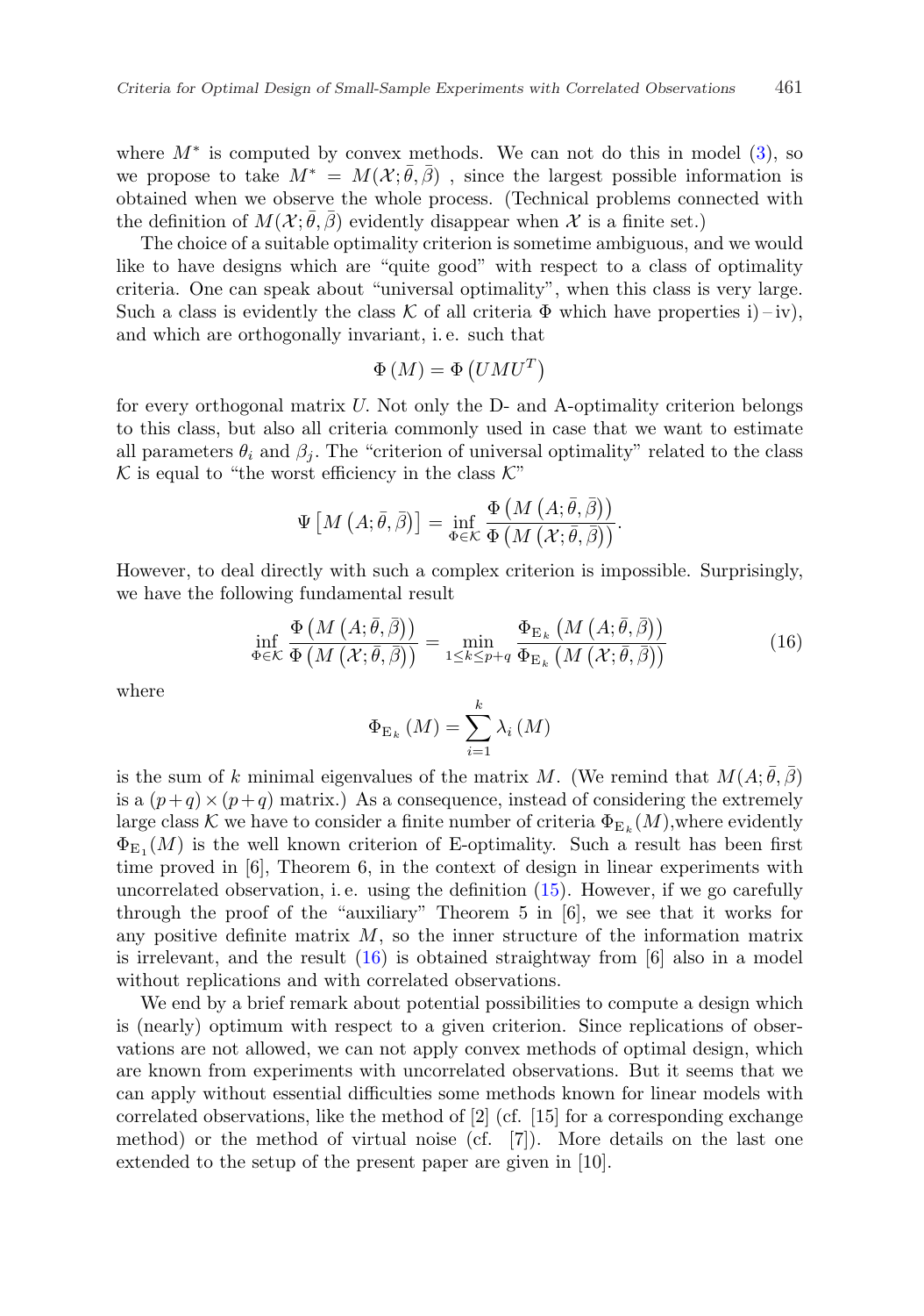where $M^*$ is computed by convex methods. We can not do this in model (3), so we propose to take $M^* = M(\mathcal{X};\bar{\theta},\bar{\beta})$ , since the largest possible information is obtained when we observe the whole process. (Technical problems connected with the definition of $M(\mathcal{X};\bar{\theta},\bar{\beta})$ evidently disappear when $\mathcal{X}$ is a finite set.)

The choice of a suitable optimality criterion is sometime ambiguous, and we would like to have designs which are "quite good" with respect to a class of optimality criteria. One can speak about "universal optimality", when this class is very large. Such a class is evidently the class $\mathcal{K}$ of all criteria $\Phi$ which have properties i) – iv), and which are orthogonally invariant, i. e. such that

$$\Phi\left(M\right) = \Phi\left(UMU^T\right)$$

for every orthogonal matrix $U$. Not only the D- and A-optimality criterion belongs to this class, but also all criteria commonly used in case that we want to estimate all parameters $\theta_i$ and $\beta_j$. The "criterion of universal optimality" related to the class $\mathcal{K}$ is equal to "the worst efficiency in the class $\mathcal{K}$"

$$\Psi\left[M\left(A;\bar{\theta},\bar{\beta}\right)\right] = \inf_{\Phi\in\mathcal{K}} \frac{\Phi\left(M\left(A;\bar{\theta},\bar{\beta}\right)\right)}{\Phi\left(M\left(\mathcal{X};\bar{\theta},\bar{\beta}\right)\right)}.$$

However, to deal directly with such a complex criterion is impossible. Surprisingly, we have the following fundamental result

$$\inf_{\Phi\in\mathcal{K}} \frac{\Phi\left(M\left(A;\bar{\theta},\bar{\beta}\right)\right)}{\Phi\left(M\left(\mathcal{X};\bar{\theta},\bar{\beta}\right)\right)} = \min_{1\leq k\leq p+q} \frac{\Phi_{\mathrm{E}_k}\left(M\left(A;\bar{\theta},\bar{\beta}\right)\right)}{\Phi_{\mathrm{E}_k}\left(M\left(\mathcal{X};\bar{\theta},\bar{\beta}\right)\right)} \tag{16}$$

where

$$\Phi_{\mathrm{E}_k}\left(M\right) = \sum_{i=1}^{k} \lambda_i\left(M\right)$$

is the sum of $k$ minimal eigenvalues of the matrix $M$. (We remind that $M(A;\bar{\theta},\bar{\beta})$ is a $(p+q)\times(p+q)$ matrix.) As a consequence, instead of considering the extremely large class $\mathcal{K}$ we have to consider a finite number of criteria $\Phi_{\mathrm{E}_k}(M)$,where evidently $\Phi_{\mathrm{E}_1}(M)$ is the well known criterion of E-optimality. Such a result has been first time proved in [6], Theorem 6, in the context of design in linear experiments with uncorrelated observation, i. e. using the definition (15). However, if we go carefully through the proof of the "auxiliary" Theorem 5 in [6], we see that it works for any positive definite matrix $M$, so the inner structure of the information matrix is irrelevant, and the result (16) is obtained straightway from [6] also in a model without replications and with correlated observations.

We end by a brief remark about potential possibilities to compute a design which is (nearly) optimum with respect to a given criterion. Since replications of observations are not allowed, we can not apply convex methods of optimal design, which are known from experiments with uncorrelated observations. But it seems that we can apply without essential difficulties some methods known for linear models with correlated observations, like the method of [2] (cf. [15] for a corresponding exchange method) or the method of virtual noise (cf. [7]). More details on the last one extended to the setup of the present paper are given in [10].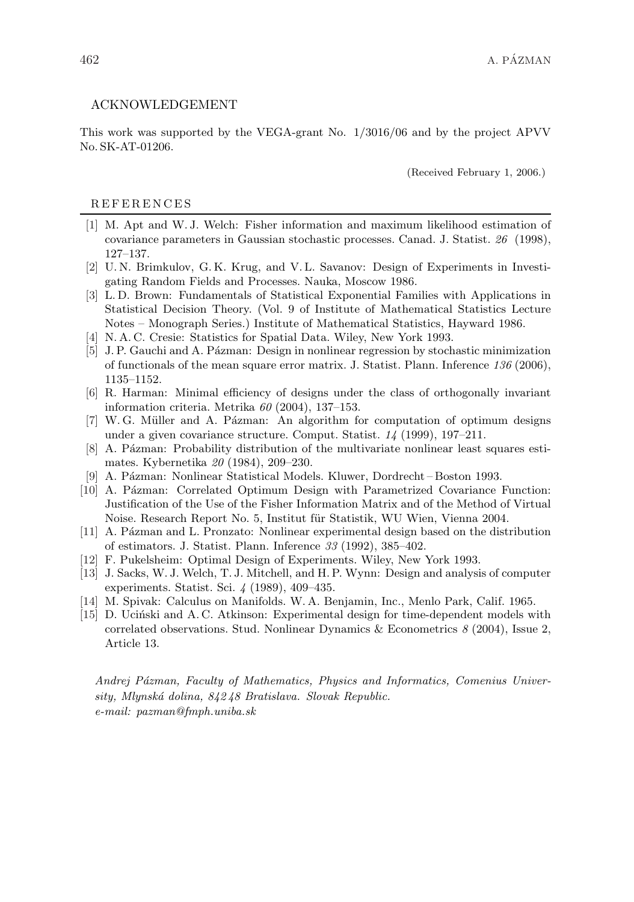## ACKNOWLEDGEMENT

This work was supported by the VEGA-grant No. 1/3016/06 and by the project APVV No. SK-AT-01206.

(Received February 1, 2006.)

## REFERENCES

[1] M. Apt and W. J. Welch: Fisher information and maximum likelihood estimation of covariance parameters in Gaussian stochastic processes. Canad. J. Statist. *26* (1998), 127–137.

[2] U. N. Brimkulov, G. K. Krug, and V. L. Savanov: Design of Experiments in Investigating Random Fields and Processes. Nauka, Moscow 1986.

[3] L. D. Brown: Fundamentals of Statistical Exponential Families with Applications in Statistical Decision Theory. (Vol. 9 of Institute of Mathematical Statistics Lecture Notes – Monograph Series.) Institute of Mathematical Statistics, Hayward 1986.

[4] N. A. C. Cresie: Statistics for Spatial Data. Wiley, New York 1993.

[5] J. P. Gauchi and A. Pázman: Design in nonlinear regression by stochastic minimization of functionals of the mean square error matrix. J. Statist. Plann. Inference *136* (2006), 1135–1152.

[6] R. Harman: Minimal efficiency of designs under the class of orthogonally invariant information criteria. Metrika *60* (2004), 137–153.

[7] W. G. Müller and A. Pázman: An algorithm for computation of optimum designs under a given covariance structure. Comput. Statist. *14* (1999), 197–211.

[8] A. Pázman: Probability distribution of the multivariate nonlinear least squares estimates. Kybernetika *20* (1984), 209–230.

[9] A. Pázman: Nonlinear Statistical Models. Kluwer, Dordrecht – Boston 1993.

[10] A. Pázman: Correlated Optimum Design with Parametrized Covariance Function: Justification of the Use of the Fisher Information Matrix and of the Method of Virtual Noise. Research Report No. 5, Institut für Statistik, WU Wien, Vienna 2004.

[11] A. Pázman and L. Pronzato: Nonlinear experimental design based on the distribution of estimators. J. Statist. Plann. Inference *33* (1992), 385–402.

[12] F. Pukelsheim: Optimal Design of Experiments. Wiley, New York 1993.

[13] J. Sacks, W. J. Welch, T. J. Mitchell, and H. P. Wynn: Design and analysis of computer experiments. Statist. Sci. *4* (1989), 409–435.

[14] M. Spivak: Calculus on Manifolds. W. A. Benjamin, Inc., Menlo Park, Calif. 1965.

[15] D. Uciński and A. C. Atkinson: Experimental design for time-dependent models with correlated observations. Stud. Nonlinear Dynamics & Econometrics *8* (2004), Issue 2, Article 13.

*Andrej Pázman, Faculty of Mathematics, Physics and Informatics, Comenius University, Mlynská dolina, 842 48 Bratislava. Slovak Republic.*
*e-mail: pazman@fmph.uniba.sk*